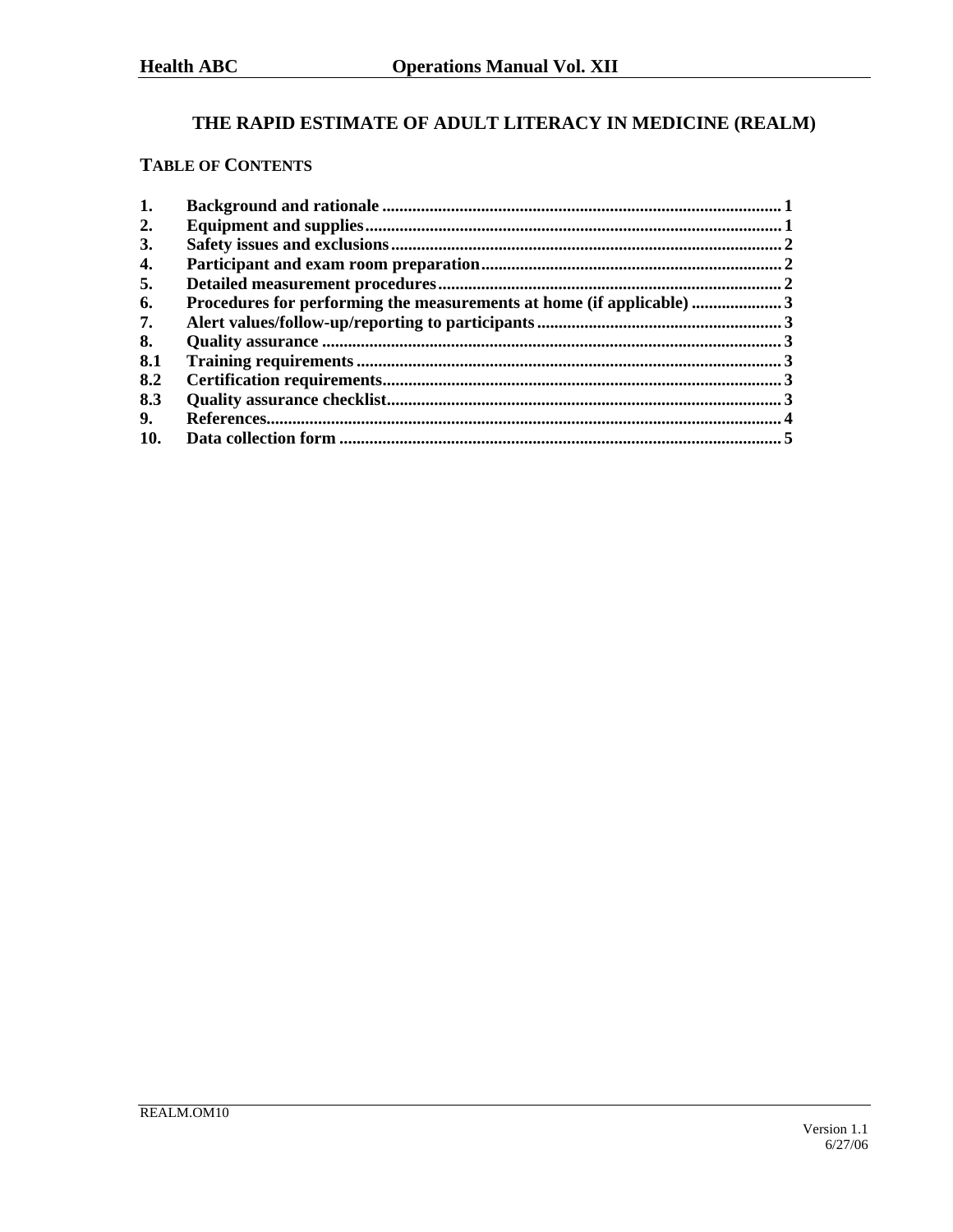# THE RAPID ESTIMATE OF ADULT LITERACY IN MEDICINE (REALM)

## TABLE OF CONTENTS

| | | |
|---|---|---|
| 1. | Background and rationale | 1 |
| 2. | Equipment and supplies | 1 |
| 3. | Safety issues and exclusions | 2 |
| 4. | Participant and exam room preparation | 2 |
| 5. | Detailed measurement procedures | 2 |
| 6. | Procedures for performing the measurements at home (if applicable) | 3 |
| 7. | Alert values/follow-up/reporting to participants | 3 |
| 8. | Quality assurance | 3 |
| 8.1 | Training requirements | 3 |
| 8.2 | Certification requirements | 3 |
| 8.3 | Quality assurance checklist | 3 |
| 9. | References | 4 |
| 10. | Data collection form | 5 |

REALM.OM10

Version 1.1
6/27/06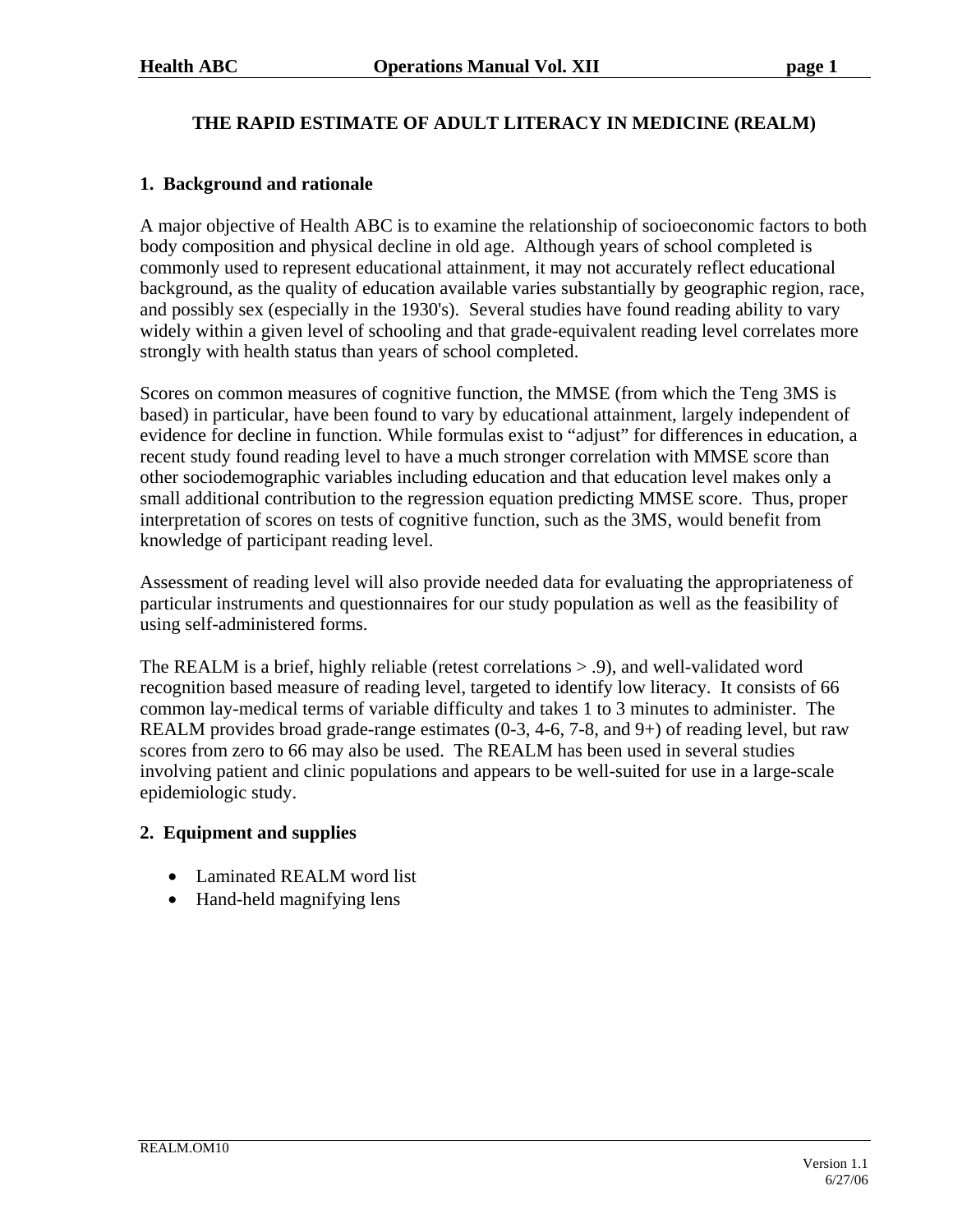# THE RAPID ESTIMATE OF ADULT LITERACY IN MEDICINE (REALM)

## 1. Background and rationale

A major objective of Health ABC is to examine the relationship of socioeconomic factors to both body composition and physical decline in old age. Although years of school completed is commonly used to represent educational attainment, it may not accurately reflect educational background, as the quality of education available varies substantially by geographic region, race, and possibly sex (especially in the 1930's). Several studies have found reading ability to vary widely within a given level of schooling and that grade-equivalent reading level correlates more strongly with health status than years of school completed.

Scores on common measures of cognitive function, the MMSE (from which the Teng 3MS is based) in particular, have been found to vary by educational attainment, largely independent of evidence for decline in function. While formulas exist to "adjust" for differences in education, a recent study found reading level to have a much stronger correlation with MMSE score than other sociodemographic variables including education and that education level makes only a small additional contribution to the regression equation predicting MMSE score. Thus, proper interpretation of scores on tests of cognitive function, such as the 3MS, would benefit from knowledge of participant reading level.

Assessment of reading level will also provide needed data for evaluating the appropriateness of particular instruments and questionnaires for our study population as well as the feasibility of using self-administered forms.

The REALM is a brief, highly reliable (retest correlations > .9), and well-validated word recognition based measure of reading level, targeted to identify low literacy. It consists of 66 common lay-medical terms of variable difficulty and takes 1 to 3 minutes to administer. The REALM provides broad grade-range estimates (0-3, 4-6, 7-8, and 9+) of reading level, but raw scores from zero to 66 may also be used. The REALM has been used in several studies involving patient and clinic populations and appears to be well-suited for use in a large-scale epidemiologic study.

## 2. Equipment and supplies

- Laminated REALM word list
- Hand-held magnifying lens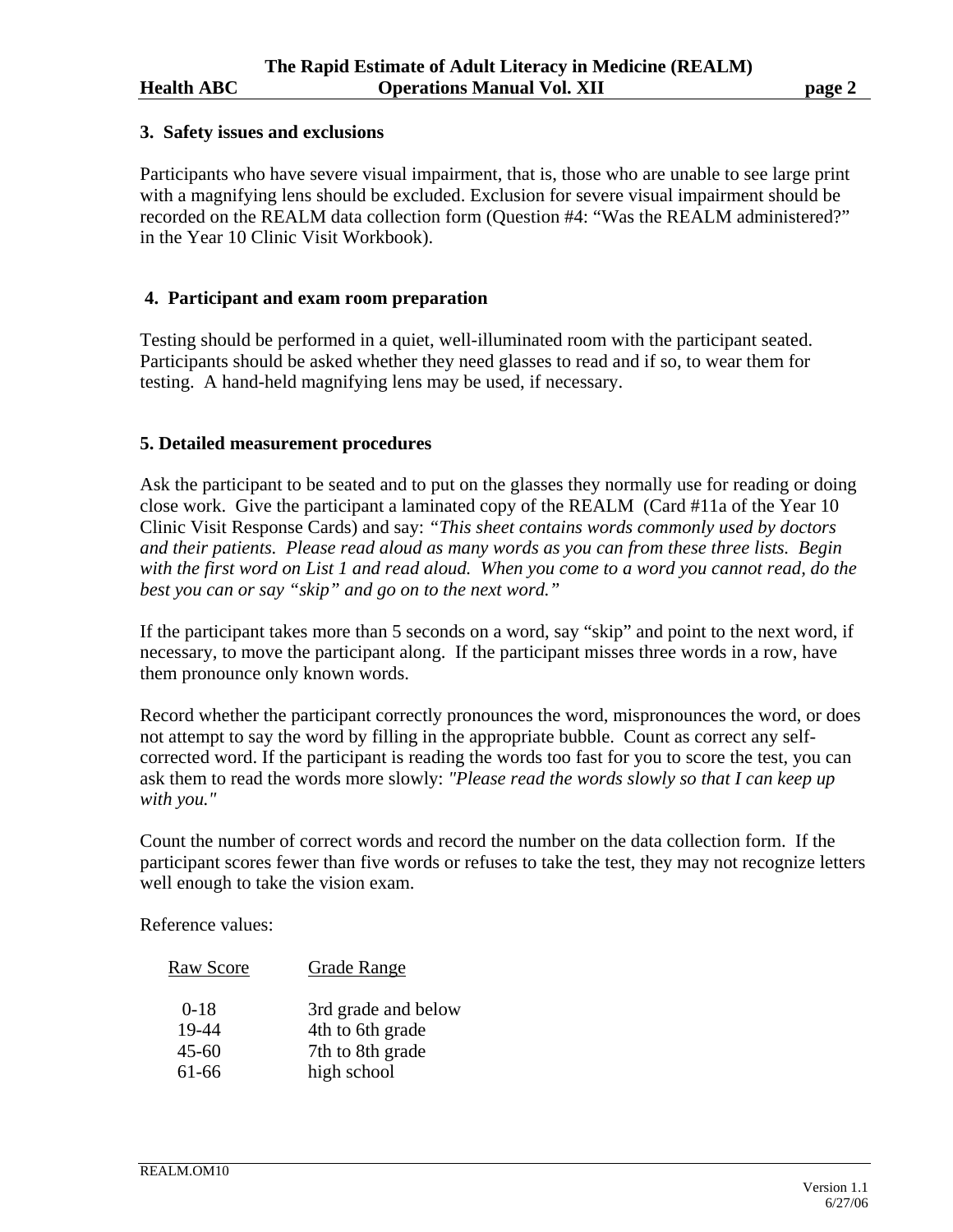## 3. Safety issues and exclusions

Participants who have severe visual impairment, that is, those who are unable to see large print with a magnifying lens should be excluded. Exclusion for severe visual impairment should be recorded on the REALM data collection form (Question #4: "Was the REALM administered?" in the Year 10 Clinic Visit Workbook).

## 4. Participant and exam room preparation

Testing should be performed in a quiet, well-illuminated room with the participant seated. Participants should be asked whether they need glasses to read and if so, to wear them for testing. A hand-held magnifying lens may be used, if necessary.

## 5. Detailed measurement procedures

Ask the participant to be seated and to put on the glasses they normally use for reading or doing close work. Give the participant a laminated copy of the REALM (Card #11a of the Year 10 Clinic Visit Response Cards) and say: *"This sheet contains words commonly used by doctors and their patients. Please read aloud as many words as you can from these three lists. Begin with the first word on List 1 and read aloud. When you come to a word you cannot read, do the best you can or say "skip" and go on to the next word."*

If the participant takes more than 5 seconds on a word, say "skip" and point to the next word, if necessary, to move the participant along. If the participant misses three words in a row, have them pronounce only known words.

Record whether the participant correctly pronounces the word, mispronounces the word, or does not attempt to say the word by filling in the appropriate bubble. Count as correct any self-corrected word. If the participant is reading the words too fast for you to score the test, you can ask them to read the words more slowly: *"Please read the words slowly so that I can keep up with you."*

Count the number of correct words and record the number on the data collection form. If the participant scores fewer than five words or refuses to take the test, they may not recognize letters well enough to take the vision exam.

Reference values:

| Raw Score | Grade Range |
|---|---|
| 0-18 | 3rd grade and below |
| 19-44 | 4th to 6th grade |
| 45-60 | 7th to 8th grade |
| 61-66 | high school |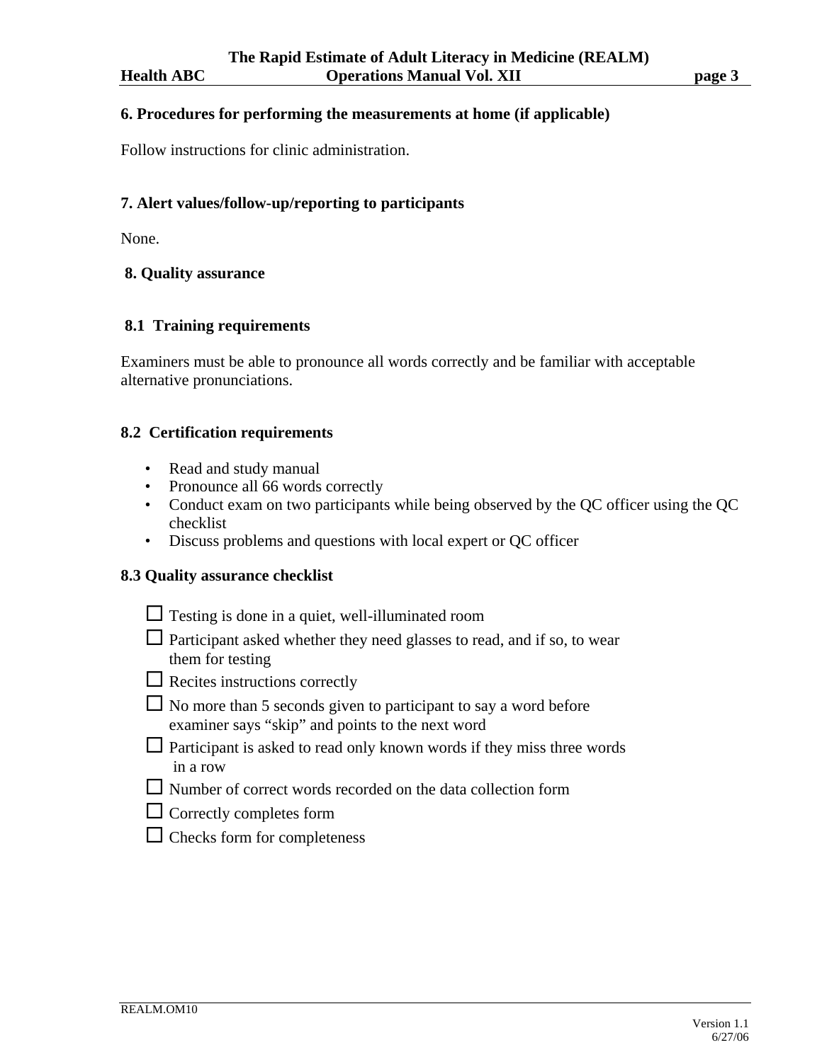## 6. Procedures for performing the measurements at home (if applicable)

Follow instructions for clinic administration.

## 7. Alert values/follow-up/reporting to participants

None.

## 8. Quality assurance

### 8.1 Training requirements

Examiners must be able to pronounce all words correctly and be familiar with acceptable alternative pronunciations.

### 8.2 Certification requirements

- Read and study manual
- Pronounce all 66 words correctly
- Conduct exam on two participants while being observed by the QC officer using the QC checklist
- Discuss problems and questions with local expert or QC officer

### 8.3 Quality assurance checklist

- ☐ Testing is done in a quiet, well-illuminated room
- ☐ Participant asked whether they need glasses to read, and if so, to wear them for testing
- ☐ Recites instructions correctly
- ☐ No more than 5 seconds given to participant to say a word before examiner says "skip" and points to the next word
- ☐ Participant is asked to read only known words if they miss three words in a row
- ☐ Number of correct words recorded on the data collection form
- ☐ Correctly completes form
- ☐ Checks form for completeness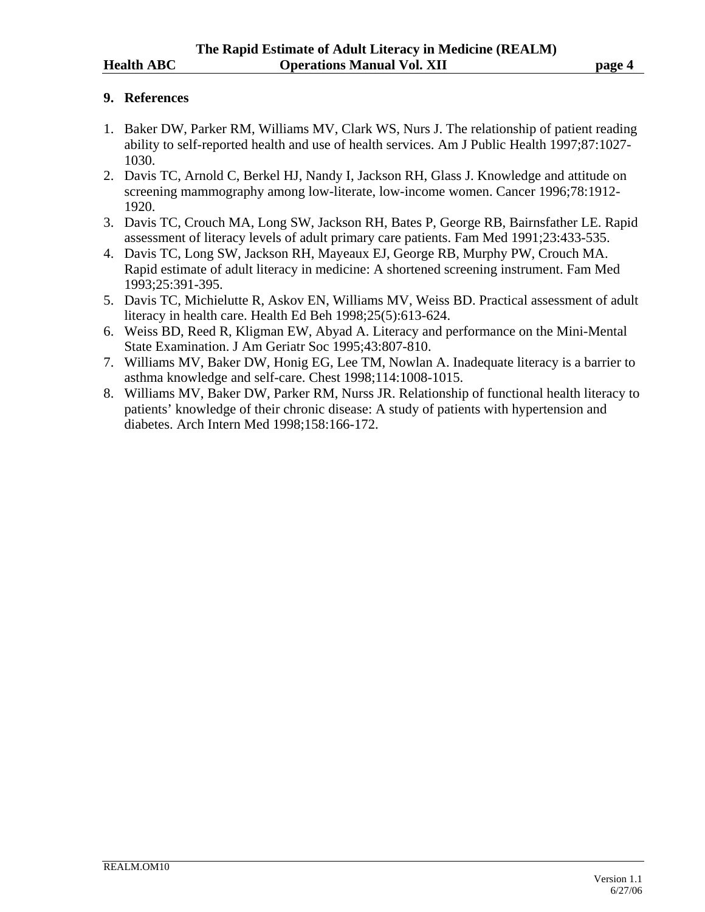## 9. References

1. Baker DW, Parker RM, Williams MV, Clark WS, Nurs J. The relationship of patient reading ability to self-reported health and use of health services. Am J Public Health 1997;87:1027-1030.
2. Davis TC, Arnold C, Berkel HJ, Nandy I, Jackson RH, Glass J. Knowledge and attitude on screening mammography among low-literate, low-income women. Cancer 1996;78:1912-1920.
3. Davis TC, Crouch MA, Long SW, Jackson RH, Bates P, George RB, Bairnsfather LE. Rapid assessment of literacy levels of adult primary care patients. Fam Med 1991;23:433-535.
4. Davis TC, Long SW, Jackson RH, Mayeaux EJ, George RB, Murphy PW, Crouch MA. Rapid estimate of adult literacy in medicine: A shortened screening instrument. Fam Med 1993;25:391-395.
5. Davis TC, Michielutte R, Askov EN, Williams MV, Weiss BD. Practical assessment of adult literacy in health care. Health Ed Beh 1998;25(5):613-624.
6. Weiss BD, Reed R, Kligman EW, Abyad A. Literacy and performance on the Mini-Mental State Examination. J Am Geriatr Soc 1995;43:807-810.
7. Williams MV, Baker DW, Honig EG, Lee TM, Nowlan A. Inadequate literacy is a barrier to asthma knowledge and self-care. Chest 1998;114:1008-1015.
8. Williams MV, Baker DW, Parker RM, Nurss JR. Relationship of functional health literacy to patients' knowledge of their chronic disease: A study of patients with hypertension and diabetes. Arch Intern Med 1998;158:166-172.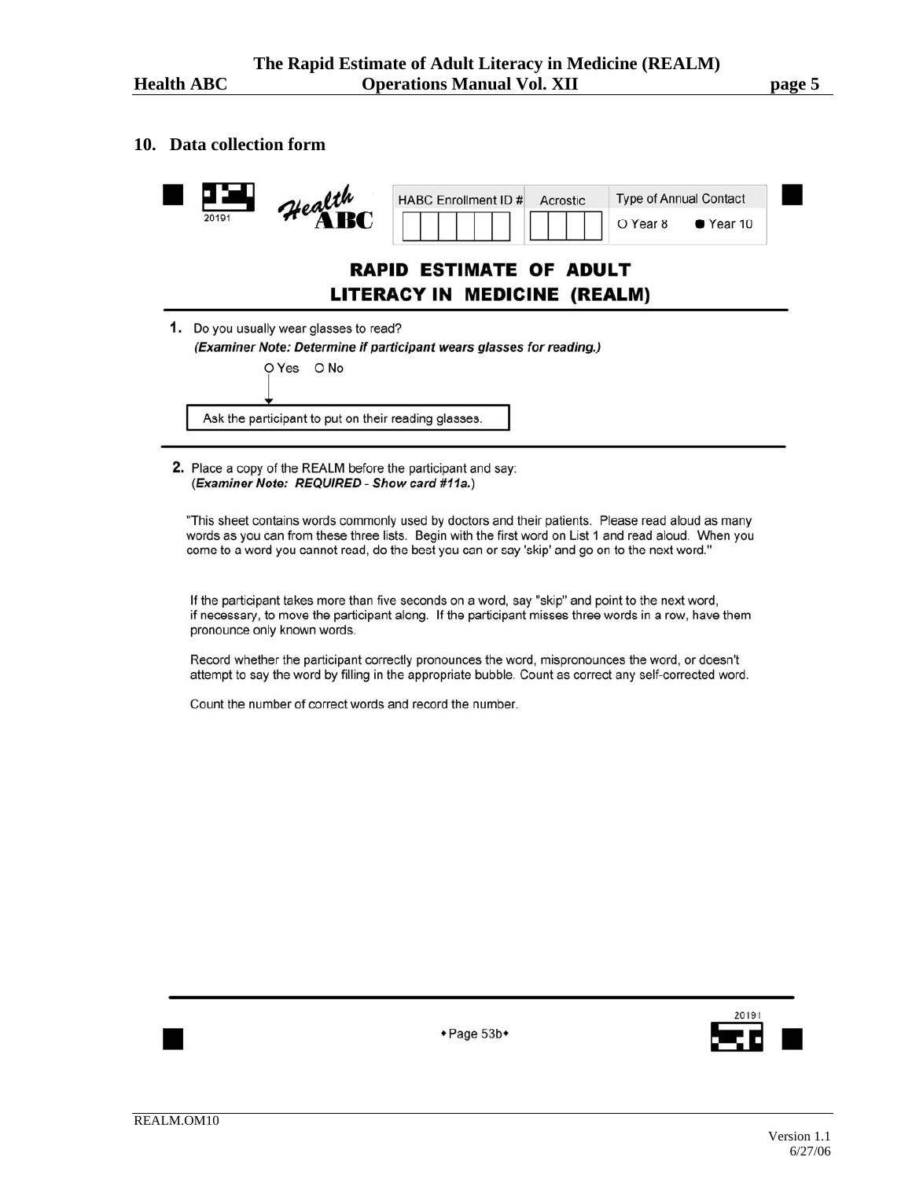## 10. Data collection form

20191 Health ABC

| HABC Enrollment ID # | Acrostic | Type of Annual Contact |
|---|---|---|
| | | O Year 8 ● Year 10 |

# RAPID ESTIMATE OF ADULT LITERACY IN MEDICINE (REALM)

**1.** Do you usually wear glasses to read?
***(Examiner Note: Determine if participant wears glasses for reading.)***

O Yes O No

↓ (Yes) Ask the participant to put on their reading glasses.

**2.** Place a copy of the REALM before the participant and say:
(***Examiner Note: REQUIRED - Show card #11a.***)

"This sheet contains words commonly used by doctors and their patients. Please read aloud as many words as you can from these three lists. Begin with the first word on List 1 and read aloud. When you come to a word you cannot read, do the best you can or say 'skip' and go on to the next word."

If the participant takes more than five seconds on a word, say "skip" and point to the next word, if necessary, to move the participant along. If the participant misses three words in a row, have them pronounce only known words.

Record whether the participant correctly pronounces the word, mispronounces the word, or doesn't attempt to say the word by filling in the appropriate bubble. Count as correct any self-corrected word.

Count the number of correct words and record the number.

◆Page 53b◆

20191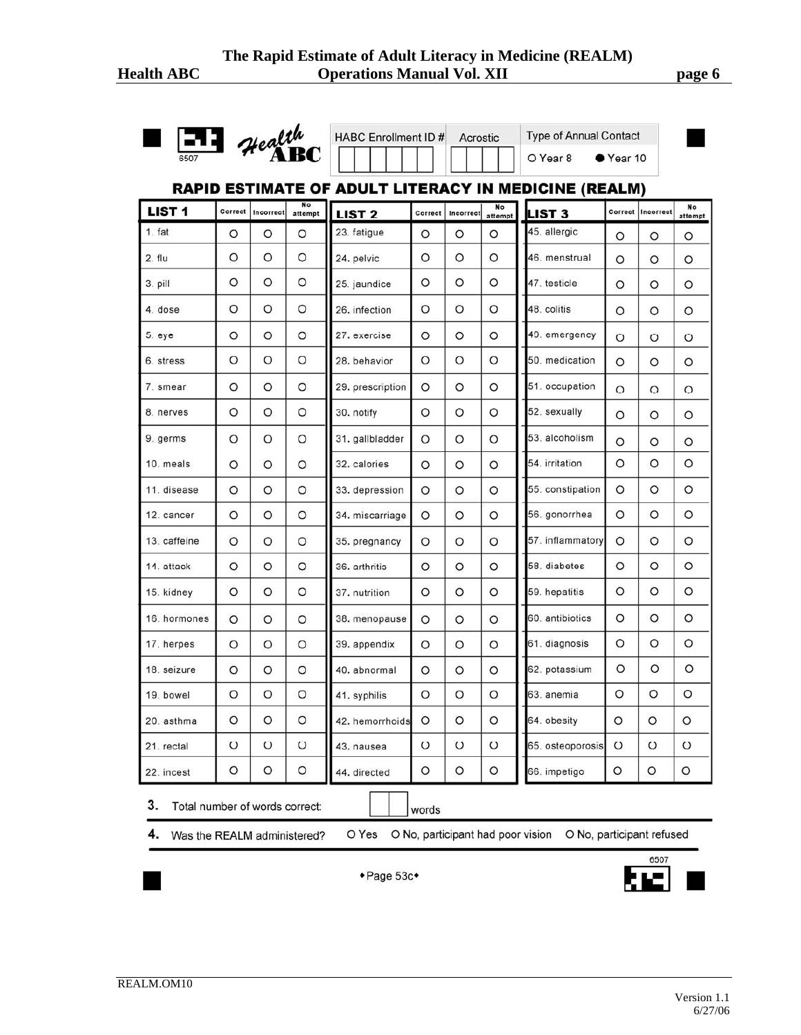Health ABC

HABC Enrollment ID # | Acrostic | Type of Annual Contact: ○ Year 8 ● Year 10

## RAPID ESTIMATE OF ADULT LITERACY IN MEDICINE (REALM)

| LIST 1 | Correct | Incorrect | No attempt | LIST 2 | Correct | Incorrect | No attempt | LIST 3 | Correct | Incorrect | No attempt |
|---|---|---|---|---|---|---|---|---|---|---|---|
| 1. fat | ○ | ○ | ○ | 23. fatigue | ○ | ○ | ○ | 45. allergic | ○ | ○ | ○ |
| 2. flu | ○ | ○ | ○ | 24. pelvic | ○ | ○ | ○ | 46. menstrual | ○ | ○ | ○ |
| 3. pill | ○ | ○ | ○ | 25. jaundice | ○ | ○ | ○ | 47. testicle | ○ | ○ | ○ |
| 4. dose | ○ | ○ | ○ | 26. infection | ○ | ○ | ○ | 48. colitis | ○ | ○ | ○ |
| 5. eye | ○ | ○ | ○ | 27. exercise | ○ | ○ | ○ | 49. emergency | ○ | ○ | ○ |
| 6. stress | ○ | ○ | ○ | 28. behavior | ○ | ○ | ○ | 50. medication | ○ | ○ | ○ |
| 7. smear | ○ | ○ | ○ | 29. prescription | ○ | ○ | ○ | 51. occupation | ○ | ○ | ○ |
| 8. nerves | ○ | ○ | ○ | 30. notify | ○ | ○ | ○ | 52. sexually | ○ | ○ | ○ |
| 9. germs | ○ | ○ | ○ | 31. gallbladder | ○ | ○ | ○ | 53. alcoholism | ○ | ○ | ○ |
| 10. meals | ○ | ○ | ○ | 32. calories | ○ | ○ | ○ | 54. irritation | ○ | ○ | ○ |
| 11. disease | ○ | ○ | ○ | 33. depression | ○ | ○ | ○ | 55. constipation | ○ | ○ | ○ |
| 12. cancer | ○ | ○ | ○ | 34. miscarriage | ○ | ○ | ○ | 56. gonorrhea | ○ | ○ | ○ |
| 13. caffeine | ○ | ○ | ○ | 35. pregnancy | ○ | ○ | ○ | 57. inflammatory | ○ | ○ | ○ |
| 14. attack | ○ | ○ | ○ | 36. arthritis | ○ | ○ | ○ | 58. diabetes | ○ | ○ | ○ |
| 15. kidney | ○ | ○ | ○ | 37. nutrition | ○ | ○ | ○ | 59. hepatitis | ○ | ○ | ○ |
| 16. hormones | ○ | ○ | ○ | 38. menopause | ○ | ○ | ○ | 60. antibiotics | ○ | ○ | ○ |
| 17. herpes | ○ | ○ | ○ | 39. appendix | ○ | ○ | ○ | 61. diagnosis | ○ | ○ | ○ |
| 18. seizure | ○ | ○ | ○ | 40. abnormal | ○ | ○ | ○ | 62. potassium | ○ | ○ | ○ |
| 19. bowel | ○ | ○ | ○ | 41. syphilis | ○ | ○ | ○ | 63. anemia | ○ | ○ | ○ |
| 20. asthma | ○ | ○ | ○ | 42. hemorrhoids | ○ | ○ | ○ | 64. obesity | ○ | ○ | ○ |
| 21. rectal | ○ | ○ | ○ | 43. nausea | ○ | ○ | ○ | 65. osteoporosis | ○ | ○ | ○ |
| 22. incest | ○ | ○ | ○ | 44. directed | ○ | ○ | ○ | 66. impetigo | ○ | ○ | ○ |

3. Total number of words correct: ☐☐ words

4. Was the REALM administered? ○ Yes ○ No, participant had poor vision ○ No, participant refused

◆Page 53c◆